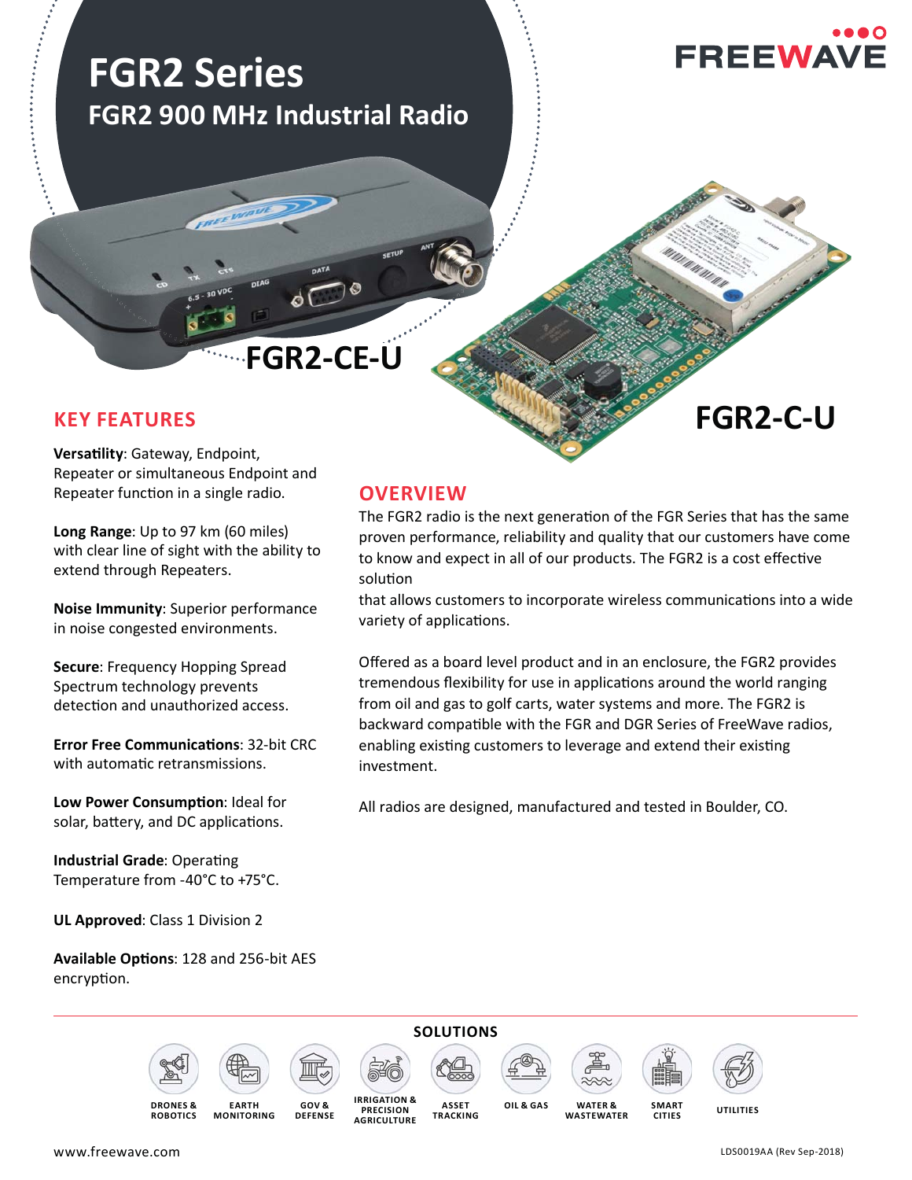# FGR2 Series

## FGR2 900 MHz Industrial Radio

FREEWAVE

FGR2-CE-U

FGR2-C-U

## KEY FEATURES

**Versatility**: Gateway, Endpoint, Repeater or simultaneous Endpoint and Repeater function in a single radio.

**Long Range**: Up to 97 km (60 miles) with clear line of sight with the ability to extend through Repeaters.

**Noise Immunity**: Superior performance in noise congested environments.

**Secure**: Frequency Hopping Spread Spectrum technology prevents detection and unauthorized access.

**Error Free Communications**: 32-bit CRC with automatic retransmissions.

**Low Power Consumption**: Ideal for solar, battery, and DC applications.

**Industrial Grade**: Operating Temperature from -40°C to +75°C.

**UL Approved**: Class 1 Division 2

**Available Options**: 128 and 256-bit AES encryption.

## OVERVIEW

The FGR2 radio is the next generation of the FGR Series that has the same proven performance, reliability and quality that our customers have come to know and expect in all of our products. The FGR2 is a cost effective solution

that allows customers to incorporate wireless communications into a wide variety of applications.

Offered as a board level product and in an enclosure, the FGR2 provides tremendous flexibility for use in applications around the world ranging from oil and gas to golf carts, water systems and more. The FGR2 is backward compatible with the FGR and DGR Series of FreeWave radios, enabling existing customers to leverage and extend their existing investment.

All radios are designed, manufactured and tested in Boulder, CO.

## SOLUTIONS

DRONES & ROBOTICS | EARTH MONITORING | GOV & DEFENSE | IRRIGATION & PRECISION AGRICULTURE | ASSET TRACKING | OIL & GAS | WATER & WASTEWATER | SMART CITIES | UTILITIES

www.freewave.com

LDS0019AA (Rev Sep-2018)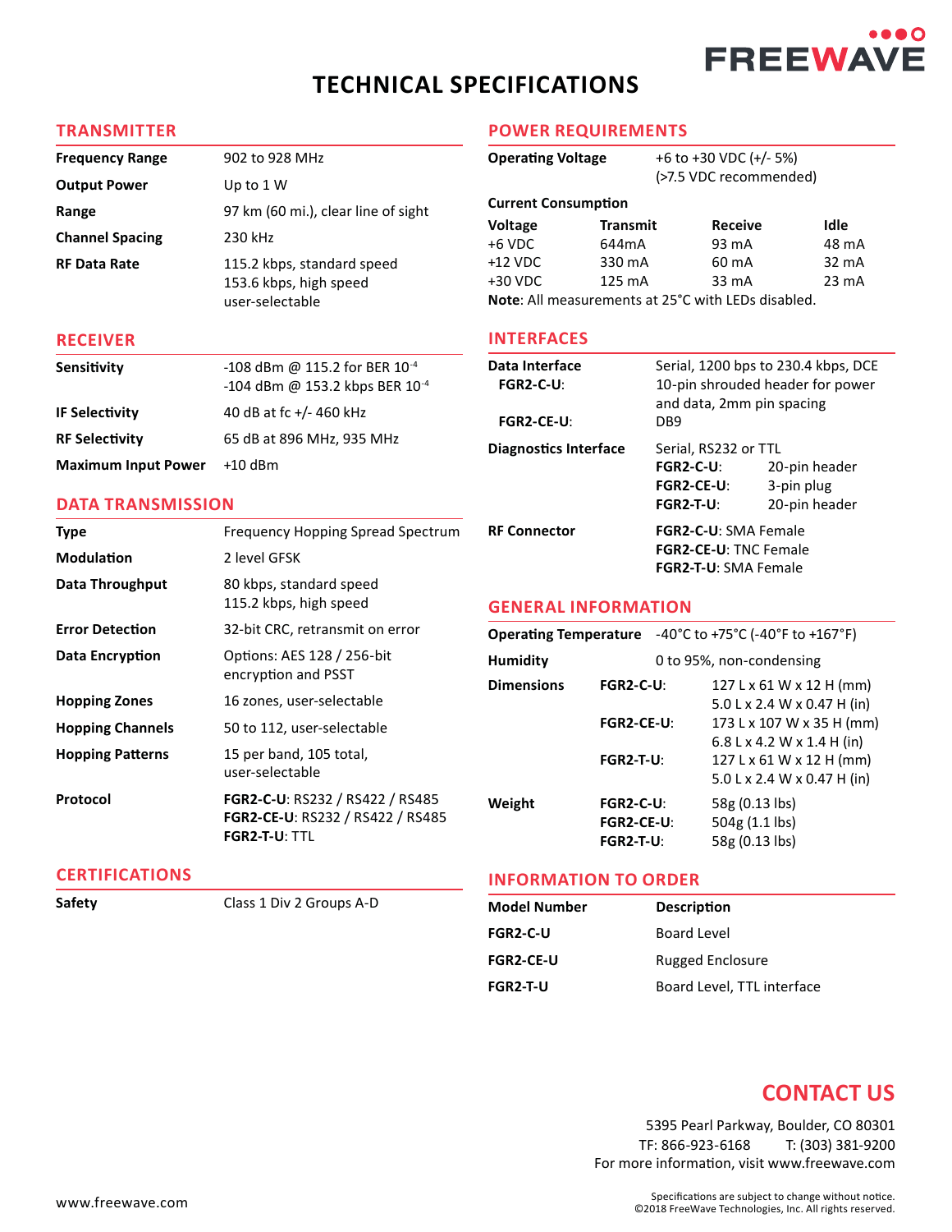# TECHNICAL SPECIFICATIONS

## TRANSMITTER

| | |
|---|---|
| **Frequency Range** | 902 to 928 MHz |
| **Output Power** | Up to 1 W |
| **Range** | 97 km (60 mi.), clear line of sight |
| **Channel Spacing** | 230 kHz |
| **RF Data Rate** | 115.2 kbps, standard speed<br>153.6 kbps, high speed<br>user-selectable |

## RECEIVER

| | |
|---|---|
| **Sensitivity** | -108 dBm @ 115.2 for BER $10^{-4}$<br>-104 dBm @ 153.2 kbps BER $10^{-4}$ |
| **IF Selectivity** | 40 dB at fc +/- 460 kHz |
| **RF Selectivity** | 65 dB at 896 MHz, 935 MHz |
| **Maximum Input Power** | +10 dBm |

## DATA TRANSMISSION

| | |
|---|---|
| **Type** | Frequency Hopping Spread Spectrum |
| **Modulation** | 2 level GFSK |
| **Data Throughput** | 80 kbps, standard speed<br>115.2 kbps, high speed |
| **Error Detection** | 32-bit CRC, retransmit on error |
| **Data Encryption** | Options: AES 128 / 256-bit encryption and PSST |
| **Hopping Zones** | 16 zones, user-selectable |
| **Hopping Channels** | 50 to 112, user-selectable |
| **Hopping Patterns** | 15 per band, 105 total, user-selectable |
| **Protocol** | **FGR2-C-U**: RS232 / RS422 / RS485<br>**FGR2-CE-U**: RS232 / RS422 / RS485<br>**FGR2-T-U**: TTL |

## CERTIFICATIONS

| | |
|---|---|
| **Safety** | Class 1 Div 2 Groups A-D |

## POWER REQUIREMENTS

**Operating Voltage** +6 to +30 VDC (+/- 5%) (>7.5 VDC recommended)

**Current Consumption**

| Voltage | Transmit | Receive | Idle |
|---|---|---|---|
| +6 VDC | 644mA | 93 mA | 48 mA |
| +12 VDC | 330 mA | 60 mA | 32 mA |
| +30 VDC | 125 mA | 33 mA | 23 mA |

**Note**: All measurements at 25°C with LEDs disabled.

## INTERFACES

| | |
|---|---|
| **Data Interface** | Serial, 1200 bps to 230.4 kbps, DCE |
| **FGR2-C-U**: | 10-pin shrouded header for power and data, 2mm pin spacing |
| **FGR2-CE-U**: | DB9 |
| **Diagnostics Interface** | Serial, RS232 or TTL<br>**FGR2-C-U**: 20-pin header<br>**FGR2-CE-U**: 3-pin plug<br>**FGR2-T-U**: 20-pin header |
| **RF Connector** | **FGR2-C-U**: SMA Female<br>**FGR2-CE-U**: TNC Female<br>**FGR2-T-U**: SMA Female |

## GENERAL INFORMATION

| | | |
|---|---|---|
| **Operating Temperature** | | -40°C to +75°C (-40°F to +167°F) |
| **Humidity** | | 0 to 95%, non-condensing |
| **Dimensions** | **FGR2-C-U**: | 127 L x 61 W x 12 H (mm)<br>5.0 L x 2.4 W x 0.47 H (in) |
| | **FGR2-CE-U**: | 173 L x 107 W x 35 H (mm)<br>6.8 L x 4.2 W x 1.4 H (in) |
| | **FGR2-T-U**: | 127 L x 61 W x 12 H (mm)<br>5.0 L x 2.4 W x 0.47 H (in) |
| **Weight** | **FGR2-C-U**: | 58g (0.13 lbs) |
| | **FGR2-CE-U**: | 504g (1.1 lbs) |
| | **FGR2-T-U**: | 58g (0.13 lbs) |

## INFORMATION TO ORDER

| Model Number | Description |
|---|---|
| **FGR2-C-U** | Board Level |
| **FGR2-CE-U** | Rugged Enclosure |
| **FGR2-T-U** | Board Level, TTL interface |

## CONTACT US

5395 Pearl Parkway, Boulder, CO 80301
TF: 866-923-6168 T: (303) 381-9200
For more information, visit www.freewave.com

www.freewave.com

Specifications are subject to change without notice.
©2018 FreeWave Technologies, Inc. All rights reserved.